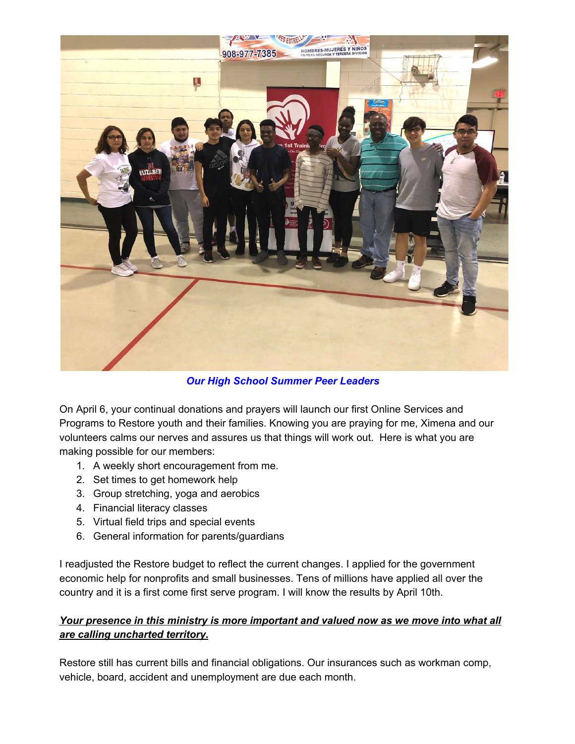*Our High School Summer Peer Leaders*

On April 6, your continual donations and prayers will launch our first Online Services and Programs to Restore youth and their families. Knowing you are praying for me, Ximena and our volunteers calms our nerves and assures us that things will work out. Here is what you are making possible for our members:

1. A weekly short encouragement from me.
2. Set times to get homework help
3. Group stretching, yoga and aerobics
4. Financial literacy classes
5. Virtual field trips and special events
6. General information for parents/guardians

I readjusted the Restore budget to reflect the current changes. I applied for the government economic help for nonprofits and small businesses. Tens of millions have applied all over the country and it is a first come first serve program. I will know the results by April 10th.

***Your presence in this ministry is more important and valued now as we move into what all are calling uncharted territory.***

Restore still has current bills and financial obligations. Our insurances such as workman comp, vehicle, board, accident and unemployment are due each month.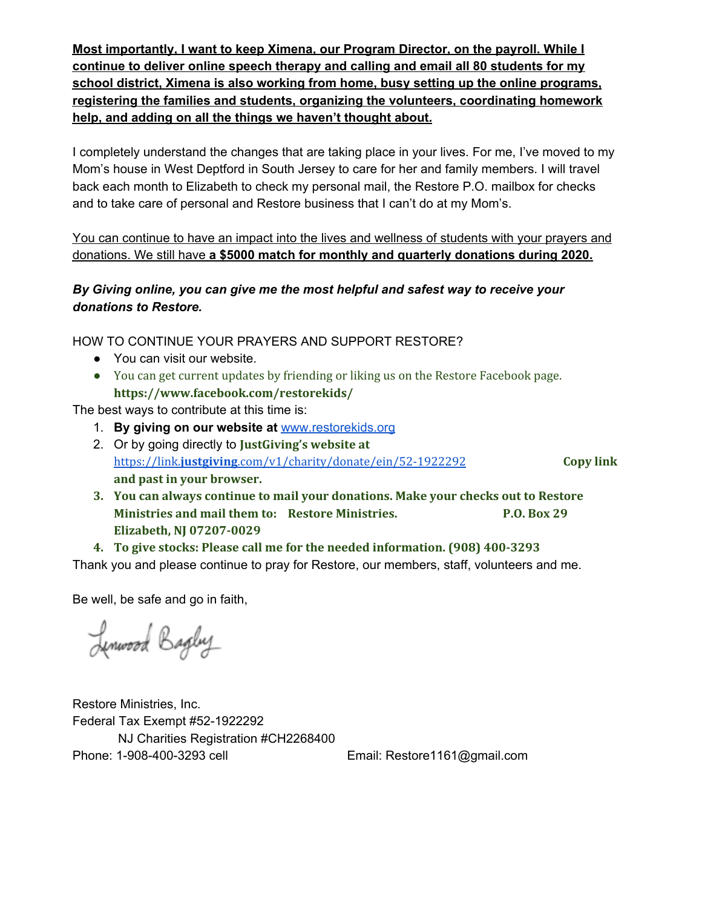**Most importantly, I want to keep Ximena, our Program Director, on the payroll. While I continue to deliver online speech therapy and calling and email all 80 students for my school district, Ximena is also working from home, busy setting up the online programs, registering the families and students, organizing the volunteers, coordinating homework help, and adding on all the things we haven't thought about.**

I completely understand the changes that are taking place in your lives. For me, I've moved to my Mom's house in West Deptford in South Jersey to care for her and family members. I will travel back each month to Elizabeth to check my personal mail, the Restore P.O. mailbox for checks and to take care of personal and Restore business that I can't do at my Mom's.

You can continue to have an impact into the lives and wellness of students with your prayers and donations. We still have **a $5000 match for monthly and quarterly donations during 2020.**

***By Giving online, you can give me the most helpful and safest way to receive your donations to Restore.***

HOW TO CONTINUE YOUR PRAYERS AND SUPPORT RESTORE?

- You can visit our website.
- You can get current updates by friending or liking us on the Restore Facebook page. **https://www.facebook.com/restorekids/**

The best ways to contribute at this time is:

1. **By giving on our website at** www.restorekids.org
2. Or by going directly to **JustGiving's website at** https://link.justgiving.com/v1/charity/donate/ein/52-1922292 **Copy link and past in your browser.**
3. **You can always continue to mail your donations. Make your checks out to Restore Ministries and mail them to: Restore Ministries. P.O. Box 29 Elizabeth, NJ 07207-0029**
4. **To give stocks: Please call me for the needed information. (908) 400-3293**

Thank you and please continue to pray for Restore, our members, staff, volunteers and me.

Be well, be safe and go in faith,

Lenwood Bagley

Restore Ministries, Inc.
Federal Tax Exempt #52-1922292
NJ Charities Registration #CH2268400
Phone: 1-908-400-3293 cell Email: Restore1161@gmail.com